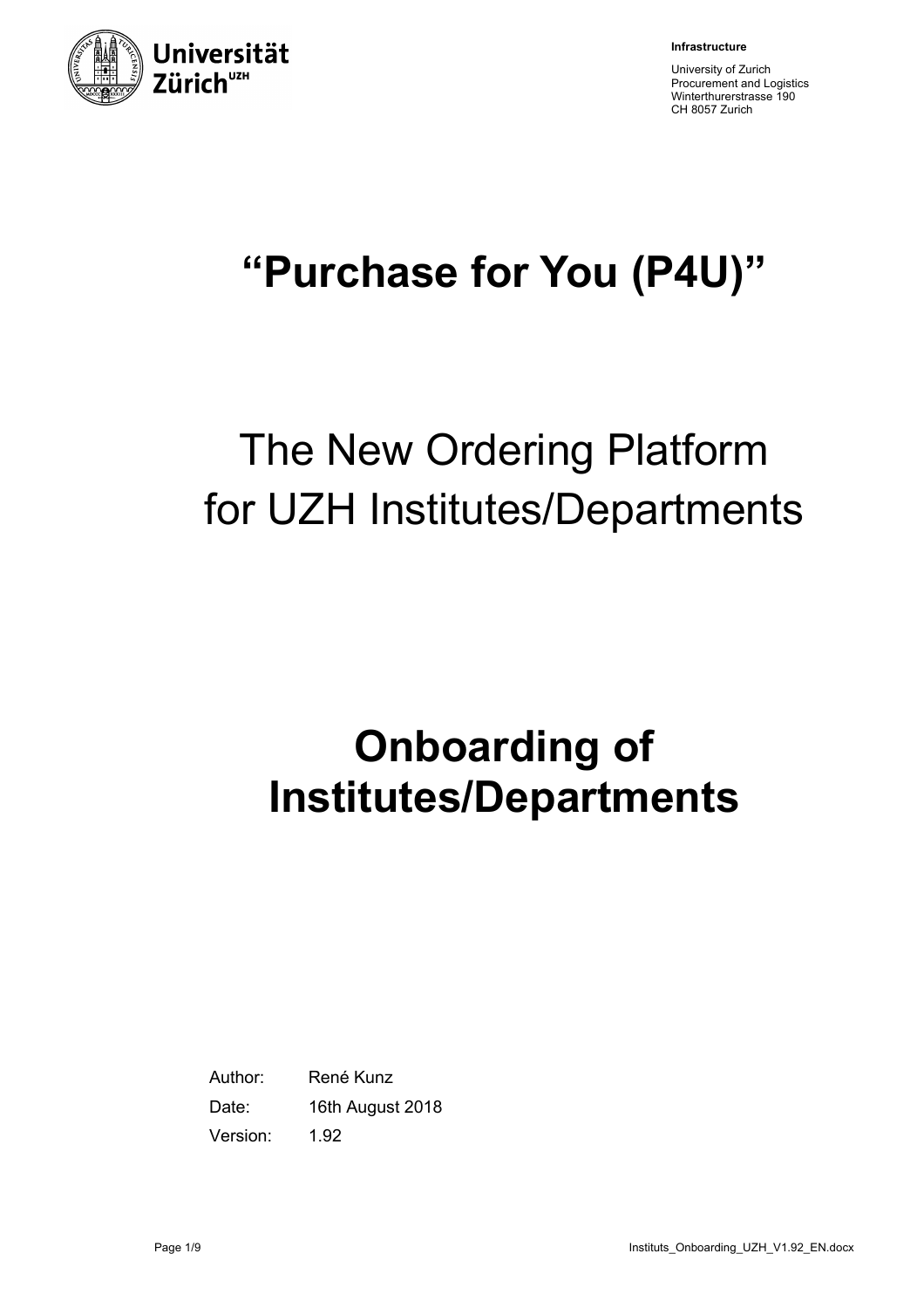Infrastructure

University of Zurich
Procurement and Logistics
Winterthurerstrasse 190
CH 8057 Zurich

# "Purchase for You (P4U)"

## The New Ordering Platform for UZH Institutes/Departments

# Onboarding of Institutes/Departments

Author: René Kunz

Date: 16th August 2018

Version: 1.92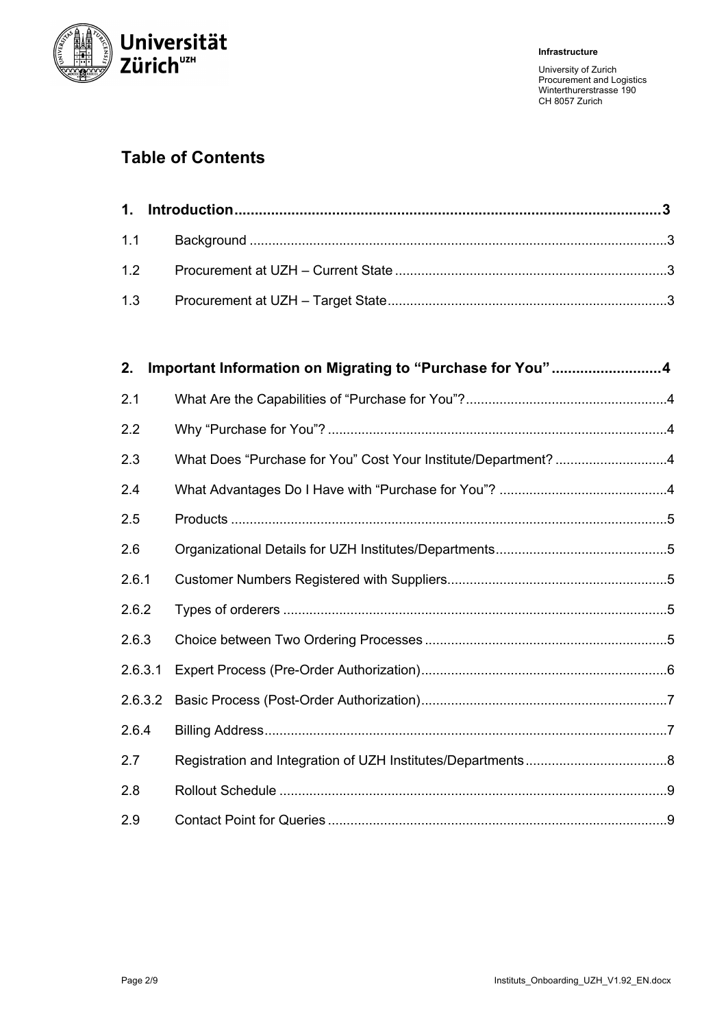Infrastructure

University of Zurich
Procurement and Logistics
Winterthurerstrasse 190
CH 8057 Zurich

## Table of Contents

**1. Introduction ..... 3**

1.1 Background ..... 3

1.2 Procurement at UZH – Current State ..... 3

1.3 Procurement at UZH – Target State ..... 3

**2. Important Information on Migrating to "Purchase for You" ..... 4**

2.1 What Are the Capabilities of "Purchase for You"? ..... 4

2.2 Why "Purchase for You"? ..... 4

2.3 What Does "Purchase for You" Cost Your Institute/Department? ..... 4

2.4 What Advantages Do I Have with "Purchase for You"? ..... 4

2.5 Products ..... 5

2.6 Organizational Details for UZH Institutes/Departments ..... 5

2.6.1 Customer Numbers Registered with Suppliers ..... 5

2.6.2 Types of orderers ..... 5

2.6.3 Choice between Two Ordering Processes ..... 5

2.6.3.1 Expert Process (Pre-Order Authorization) ..... 6

2.6.3.2 Basic Process (Post-Order Authorization) ..... 7

2.6.4 Billing Address ..... 7

2.7 Registration and Integration of UZH Institutes/Departments ..... 8

2.8 Rollout Schedule ..... 9

2.9 Contact Point for Queries ..... 9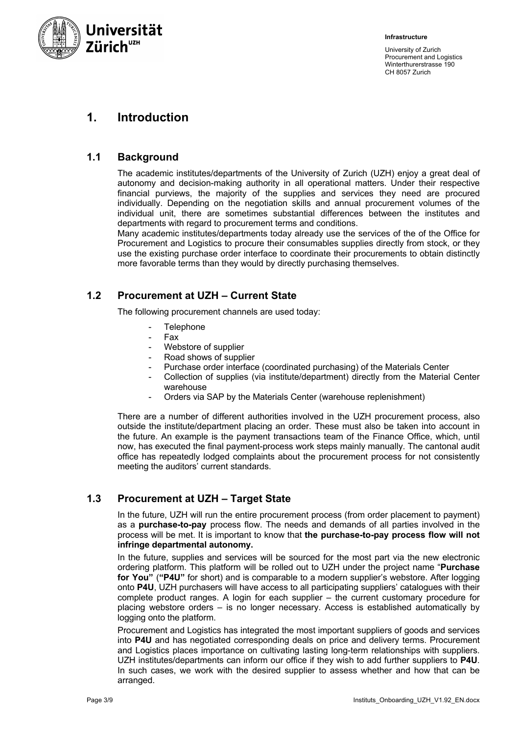# 1. Introduction

## 1.1 Background

The academic institutes/departments of the University of Zurich (UZH) enjoy a great deal of autonomy and decision-making authority in all operational matters. Under their respective financial purviews, the majority of the supplies and services they need are procured individually. Depending on the negotiation skills and annual procurement volumes of the individual unit, there are sometimes substantial differences between the institutes and departments with regard to procurement terms and conditions.

Many academic institutes/departments today already use the services of the of the Office for Procurement and Logistics to procure their consumables supplies directly from stock, or they use the existing purchase order interface to coordinate their procurements to obtain distinctly more favorable terms than they would by directly purchasing themselves.

## 1.2 Procurement at UZH – Current State

The following procurement channels are used today:

- Telephone
- Fax
- Webstore of supplier
- Road shows of supplier
- Purchase order interface (coordinated purchasing) of the Materials Center
- Collection of supplies (via institute/department) directly from the Material Center warehouse
- Orders via SAP by the Materials Center (warehouse replenishment)

There are a number of different authorities involved in the UZH procurement process, also outside the institute/department placing an order. These must also be taken into account in the future. An example is the payment transactions team of the Finance Office, which, until now, has executed the final payment-process work steps mainly manually. The cantonal audit office has repeatedly lodged complaints about the procurement process for not consistently meeting the auditors' current standards.

## 1.3 Procurement at UZH – Target State

In the future, UZH will run the entire procurement process (from order placement to payment) as a **purchase-to-pay** process flow. The needs and demands of all parties involved in the process will be met. It is important to know that **the purchase-to-pay process flow will not infringe departmental autonomy.**

In the future, supplies and services will be sourced for the most part via the new electronic ordering platform. This platform will be rolled out to UZH under the project name "**Purchase for You"** (**"P4U"** for short) and is comparable to a modern supplier's webstore. After logging onto **P4U**, UZH purchasers will have access to all participating suppliers' catalogues with their complete product ranges. A login for each supplier – the current customary procedure for placing webstore orders – is no longer necessary. Access is established automatically by logging onto the platform.

Procurement and Logistics has integrated the most important suppliers of goods and services into **P4U** and has negotiated corresponding deals on price and delivery terms. Procurement and Logistics places importance on cultivating lasting long-term relationships with suppliers. UZH institutes/departments can inform our office if they wish to add further suppliers to **P4U**. In such cases, we work with the desired supplier to assess whether and how that can be arranged.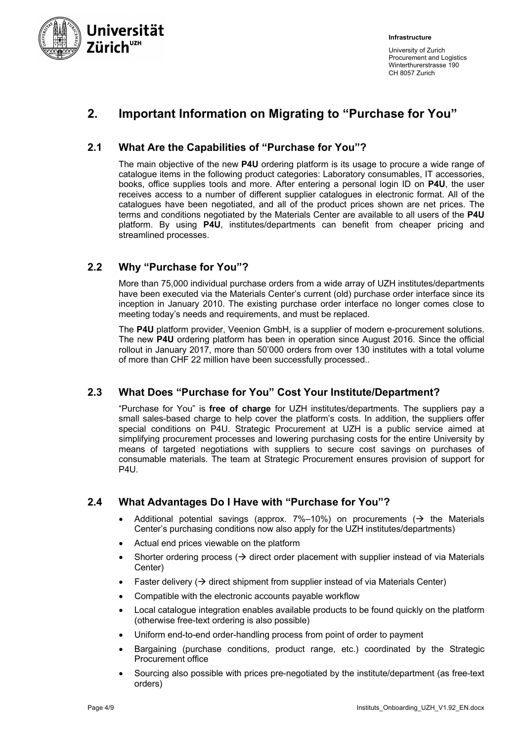## 2. Important Information on Migrating to "Purchase for You"

### 2.1 What Are the Capabilities of "Purchase for You"?

The main objective of the new **P4U** ordering platform is its usage to procure a wide range of catalogue items in the following product categories: Laboratory consumables, IT accessories, books, office supplies tools and more. After entering a personal login ID on **P4U**, the user receives access to a number of different supplier catalogues in electronic format. All of the catalogues have been negotiated, and all of the product prices shown are net prices. The terms and conditions negotiated by the Materials Center are available to all users of the **P4U** platform. By using **P4U**, institutes/departments can benefit from cheaper pricing and streamlined processes.

### 2.2 Why "Purchase for You"?

More than 75,000 individual purchase orders from a wide array of UZH institutes/departments have been executed via the Materials Center's current (old) purchase order interface since its inception in January 2010. The existing purchase order interface no longer comes close to meeting today's needs and requirements, and must be replaced.

The **P4U** platform provider, Veenion GmbH, is a supplier of modern e-procurement solutions. The new **P4U** ordering platform has been in operation since August 2016. Since the official rollout in January 2017, more than 50'000 orders from over 130 institutes with a total volume of more than CHF 22 million have been successfully processed..

### 2.3 What Does "Purchase for You" Cost Your Institute/Department?

"Purchase for You" is **free of charge** for UZH institutes/departments. The suppliers pay a small sales-based charge to help cover the platform's costs. In addition, the suppliers offer special conditions on P4U. Strategic Procurement at UZH is a public service aimed at simplifying procurement processes and lowering purchasing costs for the entire University by means of targeted negotiations with suppliers to secure cost savings on purchases of consumable materials. The team at Strategic Procurement ensures provision of support for P4U.

### 2.4 What Advantages Do I Have with "Purchase for You"?

- Additional potential savings (approx. 7%–10%) on procurements (→ the Materials Center's purchasing conditions now also apply for the UZH institutes/departments)
- Actual end prices viewable on the platform
- Shorter ordering process (→ direct order placement with supplier instead of via Materials Center)
- Faster delivery (→ direct shipment from supplier instead of via Materials Center)
- Compatible with the electronic accounts payable workflow
- Local catalogue integration enables available products to be found quickly on the platform (otherwise free-text ordering is also possible)
- Uniform end-to-end order-handling process from point of order to payment
- Bargaining (purchase conditions, product range, etc.) coordinated by the Strategic Procurement office
- Sourcing also possible with prices pre-negotiated by the institute/department (as free-text orders)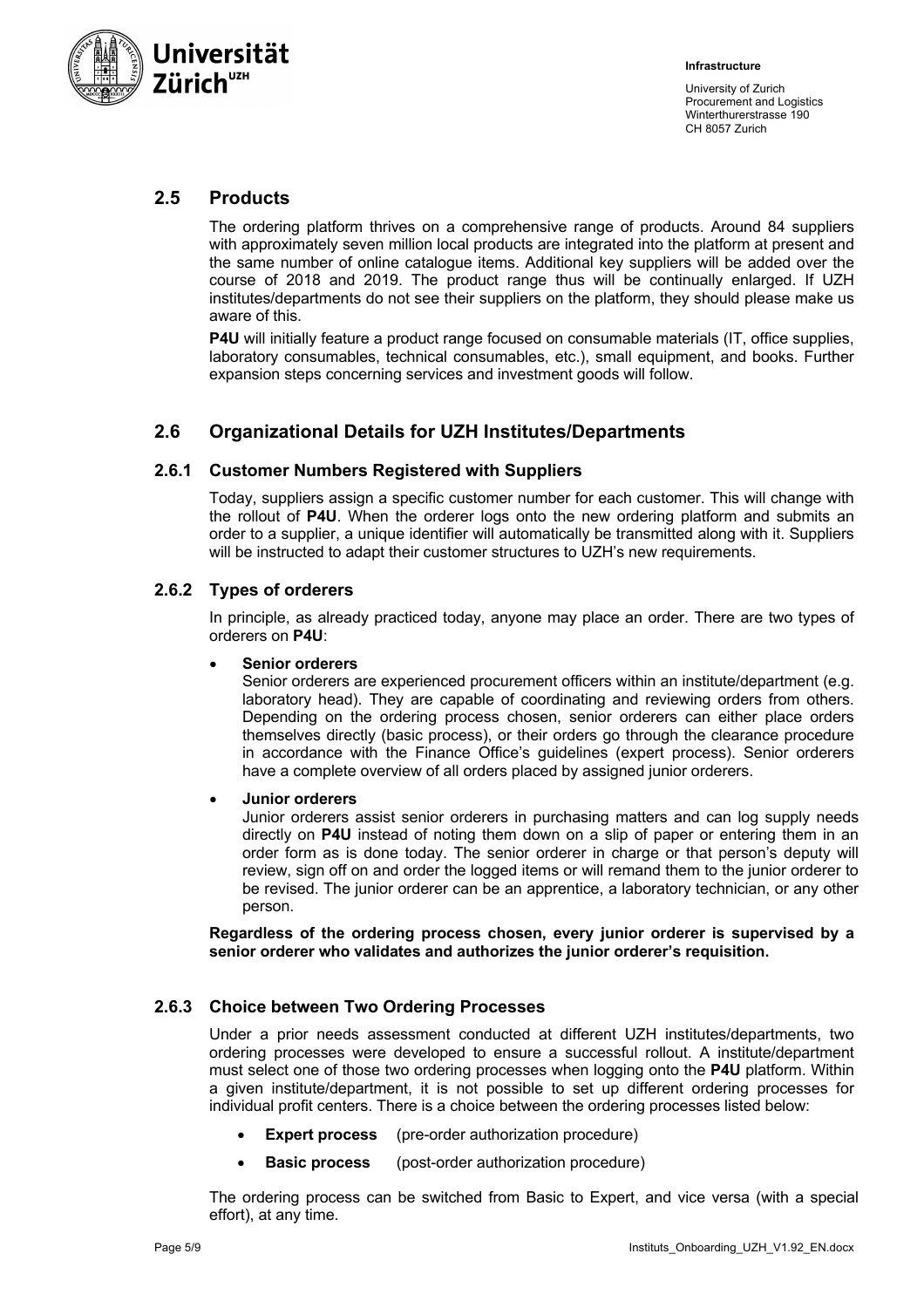## 2.5 Products

The ordering platform thrives on a comprehensive range of products. Around 84 suppliers with approximately seven million local products are integrated into the platform at present and the same number of online catalogue items. Additional key suppliers will be added over the course of 2018 and 2019. The product range thus will be continually enlarged. If UZH institutes/departments do not see their suppliers on the platform, they should please make us aware of this.

**P4U** will initially feature a product range focused on consumable materials (IT, office supplies, laboratory consumables, technical consumables, etc.), small equipment, and books. Further expansion steps concerning services and investment goods will follow.

## 2.6 Organizational Details for UZH Institutes/Departments

### 2.6.1 Customer Numbers Registered with Suppliers

Today, suppliers assign a specific customer number for each customer. This will change with the rollout of **P4U**. When the orderer logs onto the new ordering platform and submits an order to a supplier, a unique identifier will automatically be transmitted along with it. Suppliers will be instructed to adapt their customer structures to UZH's new requirements.

### 2.6.2 Types of orderers

In principle, as already practiced today, anyone may place an order. There are two types of orderers on **P4U**:

- **Senior orderers**
  Senior orderers are experienced procurement officers within an institute/department (e.g. laboratory head). They are capable of coordinating and reviewing orders from others. Depending on the ordering process chosen, senior orderers can either place orders themselves directly (basic process), or their orders go through the clearance procedure in accordance with the Finance Office's guidelines (expert process). Senior orderers have a complete overview of all orders placed by assigned junior orderers.

- **Junior orderers**
  Junior orderers assist senior orderers in purchasing matters and can log supply needs directly on **P4U** instead of noting them down on a slip of paper or entering them in an order form as is done today. The senior orderer in charge or that person's deputy will review, sign off on and order the logged items or will remand them to the junior orderer to be revised. The junior orderer can be an apprentice, a laboratory technician, or any other person.

**Regardless of the ordering process chosen, every junior orderer is supervised by a senior orderer who validates and authorizes the junior orderer's requisition.**

### 2.6.3 Choice between Two Ordering Processes

Under a prior needs assessment conducted at different UZH institutes/departments, two ordering processes were developed to ensure a successful rollout. A institute/department must select one of those two ordering processes when logging onto the **P4U** platform. Within a given institute/department, it is not possible to set up different ordering processes for individual profit centers. There is a choice between the ordering processes listed below:

- **Expert process** (pre-order authorization procedure)
- **Basic process** (post-order authorization procedure)

The ordering process can be switched from Basic to Expert, and vice versa (with a special effort), at any time.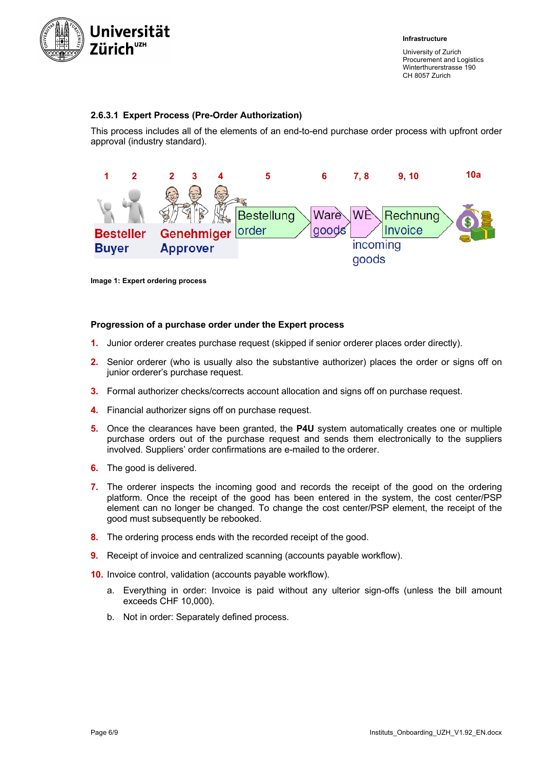### 2.6.3.1 Expert Process (Pre-Order Authorization)

This process includes all of the elements of an end-to-end purchase order process with upfront order approval (industry standard).

1 2 2 3 4 5 6 7, 8 9, 10 10a

Besteller Buyer | Genehmiger Approver | Bestellung order | Ware goods | WE incoming goods | Rechnung Invoice

Image 1: Expert ordering process

**Progression of a purchase order under the Expert process**

1. Junior orderer creates purchase request (skipped if senior orderer places order directly).
2. Senior orderer (who is usually also the substantive authorizer) places the order or signs off on junior orderer's purchase request.
3. Formal authorizer checks/corrects account allocation and signs off on purchase request.
4. Financial authorizer signs off on purchase request.
5. Once the clearances have been granted, the **P4U** system automatically creates one or multiple purchase orders out of the purchase request and sends them electronically to the suppliers involved. Suppliers' order confirmations are e-mailed to the orderer.
6. The good is delivered.
7. The orderer inspects the incoming good and records the receipt of the good on the ordering platform. Once the receipt of the good has been entered in the system, the cost center/PSP element can no longer be changed. To change the cost center/PSP element, the receipt of the good must subsequently be rebooked.
8. The ordering process ends with the recorded receipt of the good.
9. Receipt of invoice and centralized scanning (accounts payable workflow).
10. Invoice control, validation (accounts payable workflow).
    a. Everything in order: Invoice is paid without any ulterior sign-offs (unless the bill amount exceeds CHF 10,000).
    b. Not in order: Separately defined process.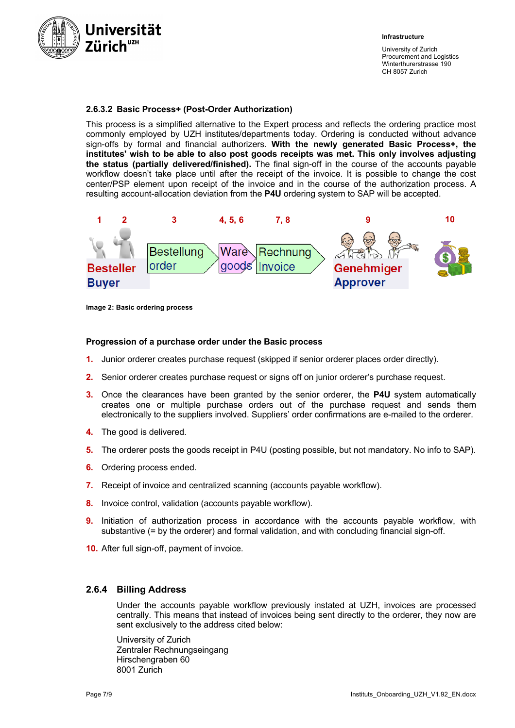### 2.6.3.2 Basic Process+ (Post-Order Authorization)

This process is a simplified alternative to the Expert process and reflects the ordering practice most commonly employed by UZH institutes/departments today. Ordering is conducted without advance sign-offs by formal and financial authorizers. **With the newly generated Basic Process+, the institutes' wish to be able to also post goods receipts was met. This only involves adjusting the status (partially delivered/finished).** The final sign-off in the course of the accounts payable workflow doesn't take place until after the receipt of the invoice. It is possible to change the cost center/PSP element upon receipt of the invoice and in the course of the authorization process. A resulting account-allocation deviation from the **P4U** ordering system to SAP will be accepted.

1 2 3 4, 5, 6 7, 8 9 10

Besteller Buyer | Bestellung order | Ware goods | Rechnung Invoice | Genehmiger Approver

Image 2: Basic ordering process

#### Progression of a purchase order under the Basic process

1. Junior orderer creates purchase request (skipped if senior orderer places order directly).
2. Senior orderer creates purchase request or signs off on junior orderer's purchase request.
3. Once the clearances have been granted by the senior orderer, the **P4U** system automatically creates one or multiple purchase orders out of the purchase request and sends them electronically to the suppliers involved. Suppliers' order confirmations are e-mailed to the orderer.
4. The good is delivered.
5. The orderer posts the goods receipt in P4U (posting possible, but not mandatory. No info to SAP).
6. Ordering process ended.
7. Receipt of invoice and centralized scanning (accounts payable workflow).
8. Invoice control, validation (accounts payable workflow).
9. Initiation of authorization process in accordance with the accounts payable workflow, with substantive (= by the orderer) and formal validation, and with concluding financial sign-off.
10. After full sign-off, payment of invoice.

### 2.6.4 Billing Address

Under the accounts payable workflow previously instated at UZH, invoices are processed centrally. This means that instead of invoices being sent directly to the orderer, they now are sent exclusively to the address cited below:

University of Zurich
Zentraler Rechnungseingang
Hirschengraben 60
8001 Zurich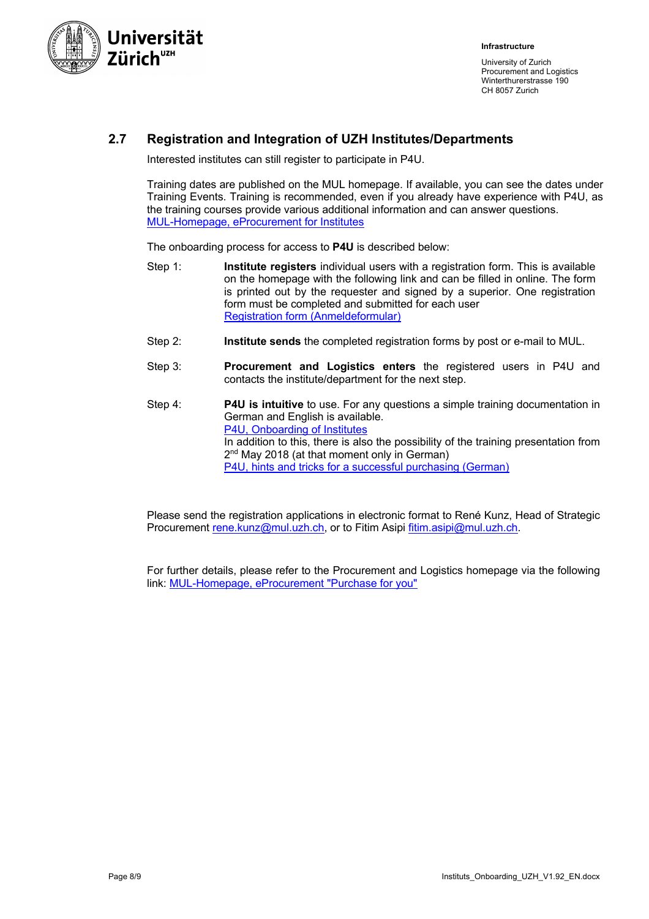## 2.7 Registration and Integration of UZH Institutes/Departments

Interested institutes can still register to participate in P4U.

Training dates are published on the MUL homepage. If available, you can see the dates under Training Events. Training is recommended, even if you already have experience with P4U, as the training courses provide various additional information and can answer questions.
MUL-Homepage, eProcurement for Institutes

The onboarding process for access to **P4U** is described below:

Step 1: **Institute registers** individual users with a registration form. This is available on the homepage with the following link and can be filled in online. The form is printed out by the requester and signed by a superior. One registration form must be completed and submitted for each user
Registration form (Anmeldeformular)

Step 2: **Institute sends** the completed registration forms by post or e-mail to MUL.

Step 3: **Procurement and Logistics enters** the registered users in P4U and contacts the institute/department for the next step.

Step 4: **P4U is intuitive** to use. For any questions a simple training documentation in German and English is available.
P4U, Onboarding of Institutes
In addition to this, there is also the possibility of the training presentation from 2nd May 2018 (at that moment only in German)
P4U, hints and tricks for a successful purchasing (German)

Please send the registration applications in electronic format to René Kunz, Head of Strategic Procurement rene.kunz@mul.uzh.ch, or to Fitim Asipi fitim.asipi@mul.uzh.ch.

For further details, please refer to the Procurement and Logistics homepage via the following link: MUL-Homepage, eProcurement "Purchase for you"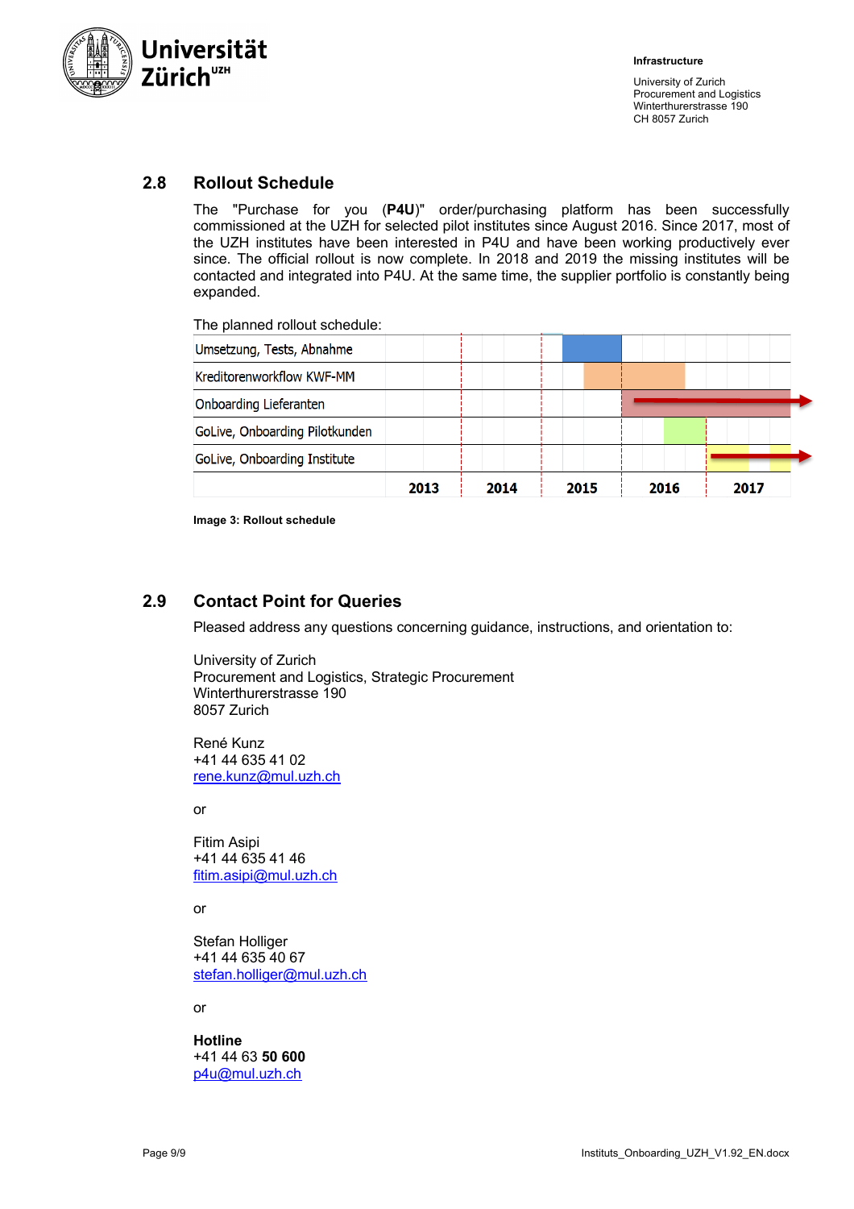## 2.8 Rollout Schedule

The "Purchase for you (**P4U**)" order/purchasing platform has been successfully commissioned at the UZH for selected pilot institutes since August 2016. Since 2017, most of the UZH institutes have been interested in P4U and have been working productively ever since. The official rollout is now complete. In 2018 and 2019 the missing institutes will be contacted and integrated into P4U. At the same time, the supplier portfolio is constantly being expanded.

The planned rollout schedule:

Umsetzung, Tests, Abnahme
Kreditorenworkflow KWF-MM
Onboarding Lieferanten
GoLive, Onboarding Pilotkunden
GoLive, Onboarding Institute
2013
2014
2015
2016
2017

**Image 3: Rollout schedule**

## 2.9 Contact Point for Queries

Pleased address any questions concerning guidance, instructions, and orientation to:

University of Zurich
Procurement and Logistics, Strategic Procurement
Winterthurerstrasse 190
8057 Zurich

René Kunz
+41 44 635 41 02
rene.kunz@mul.uzh.ch

or

Fitim Asipi
+41 44 635 41 46
fitim.asipi@mul.uzh.ch

or

Stefan Holliger
+41 44 635 40 67
stefan.holliger@mul.uzh.ch

or

**Hotline**
+41 44 63 **50 600**
p4u@mul.uzh.ch